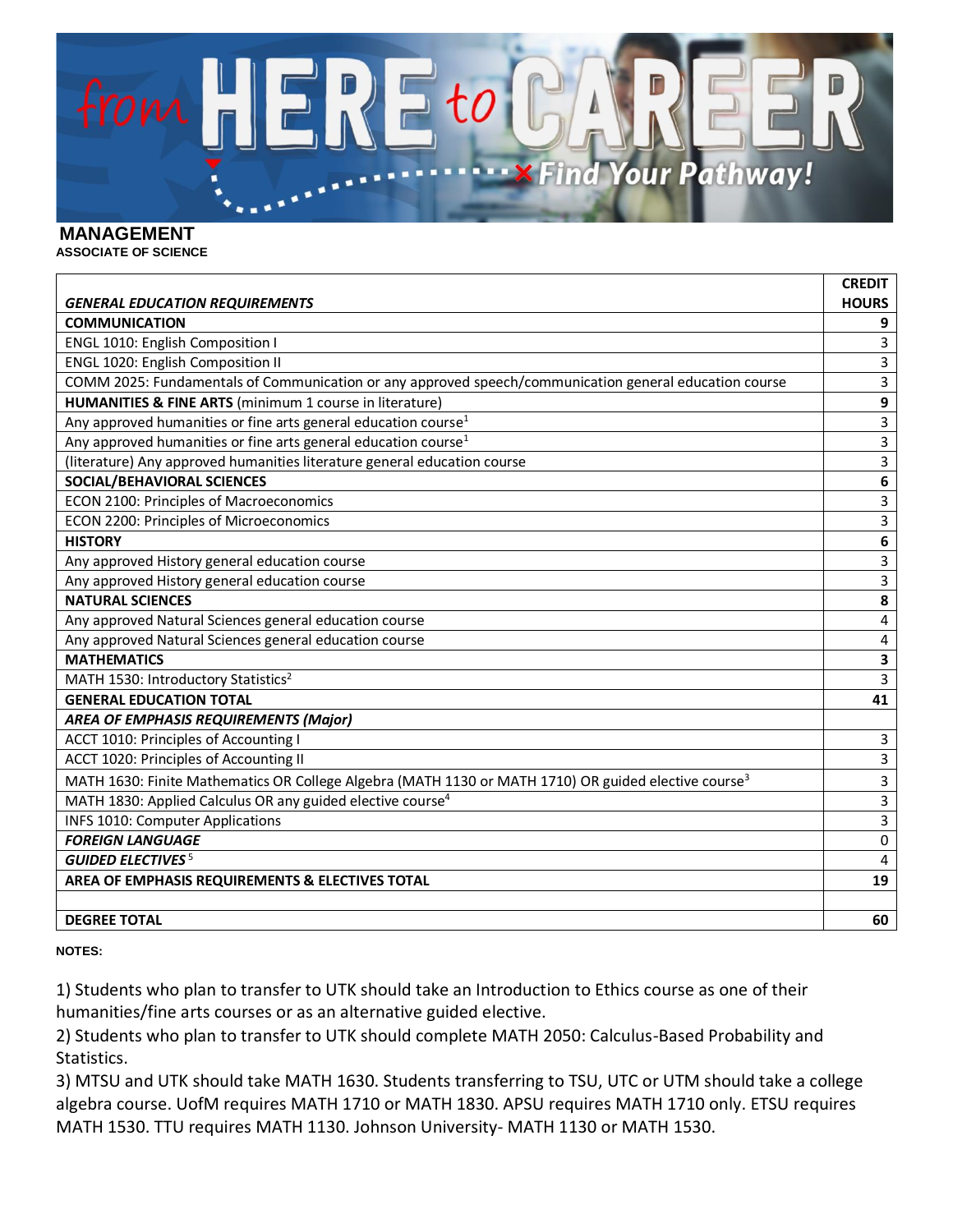# MANAGEMENT

**ASSOCIATE OF SCIENCE**

| *GENERAL EDUCATION REQUIREMENTS* | CREDIT HOURS |
|---|---|
| **COMMUNICATION** | **9** |
| ENGL 1010: English Composition I | 3 |
| ENGL 1020: English Composition II | 3 |
| COMM 2025: Fundamentals of Communication or any approved speech/communication general education course | 3 |
| **HUMANITIES & FINE ARTS** (minimum 1 course in literature) | **9** |
| Any approved humanities or fine arts general education course[1] | 3 |
| Any approved humanities or fine arts general education course[1] | 3 |
| (literature) Any approved humanities literature general education course | 3 |
| **SOCIAL/BEHAVIORAL SCIENCES** | **6** |
| ECON 2100: Principles of Macroeconomics | 3 |
| ECON 2200: Principles of Microeconomics | 3 |
| **HISTORY** | **6** |
| Any approved History general education course | 3 |
| Any approved History general education course | 3 |
| **NATURAL SCIENCES** | **8** |
| Any approved Natural Sciences general education course | 4 |
| Any approved Natural Sciences general education course | 4 |
| **MATHEMATICS** | **3** |
| MATH 1530: Introductory Statistics[2] | 3 |
| **GENERAL EDUCATION TOTAL** | **41** |
| ***AREA OF EMPHASIS REQUIREMENTS (Major)*** | |
| ACCT 1010: Principles of Accounting I | 3 |
| ACCT 1020: Principles of Accounting II | 3 |
| MATH 1630: Finite Mathematics OR College Algebra (MATH 1130 or MATH 1710) OR guided elective course[3] | 3 |
| MATH 1830: Applied Calculus OR any guided elective course[4] | 3 |
| INFS 1010: Computer Applications | 3 |
| ***FOREIGN LANGUAGE*** | 0 |
| ***GUIDED ELECTIVES***[5] | 4 |
| **AREA OF EMPHASIS REQUIREMENTS & ELECTIVES TOTAL** | **19** |
| | |
| **DEGREE TOTAL** | **60** |

**NOTES:**

1) Students who plan to transfer to UTK should take an Introduction to Ethics course as one of their humanities/fine arts courses or as an alternative guided elective.

2) Students who plan to transfer to UTK should complete MATH 2050: Calculus-Based Probability and Statistics.

3) MTSU and UTK should take MATH 1630. Students transferring to TSU, UTC or UTM should take a college algebra course. UofM requires MATH 1710 or MATH 1830. APSU requires MATH 1710 only. ETSU requires MATH 1530. TTU requires MATH 1130. Johnson University- MATH 1130 or MATH 1530.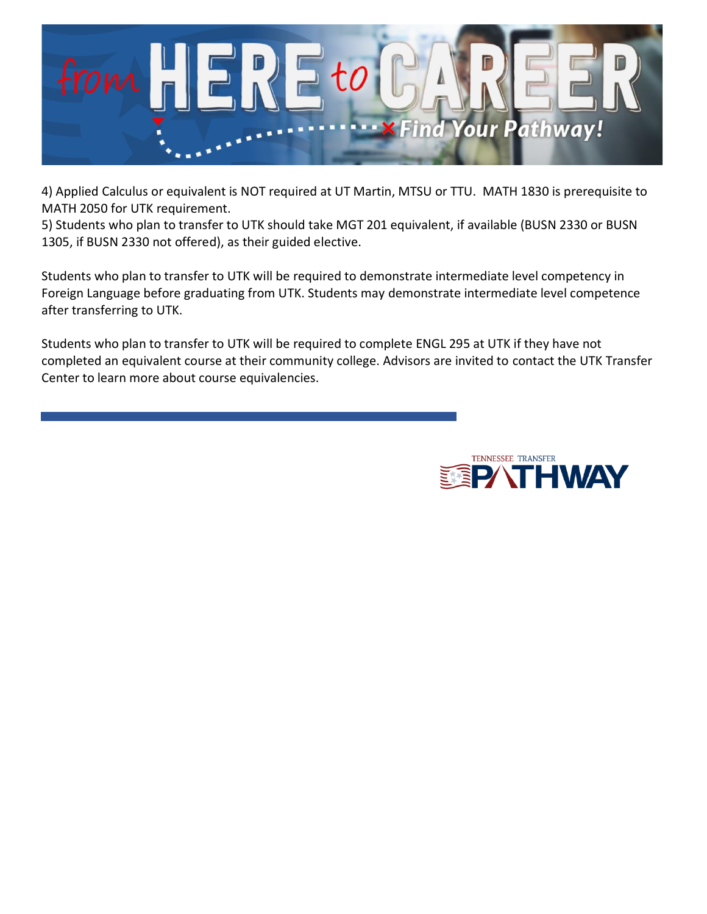4) Applied Calculus or equivalent is NOT required at UT Martin, MTSU or TTU. MATH 1830 is prerequisite to MATH 2050 for UTK requirement.
5) Students who plan to transfer to UTK should take MGT 201 equivalent, if available (BUSN 2330 or BUSN 1305, if BUSN 2330 not offered), as their guided elective.

Students who plan to transfer to UTK will be required to demonstrate intermediate level competency in Foreign Language before graduating from UTK. Students may demonstrate intermediate level competence after transferring to UTK.

Students who plan to transfer to UTK will be required to complete ENGL 295 at UTK if they have not completed an equivalent course at their community college. Advisors are invited to contact the UTK Transfer Center to learn more about course equivalencies.